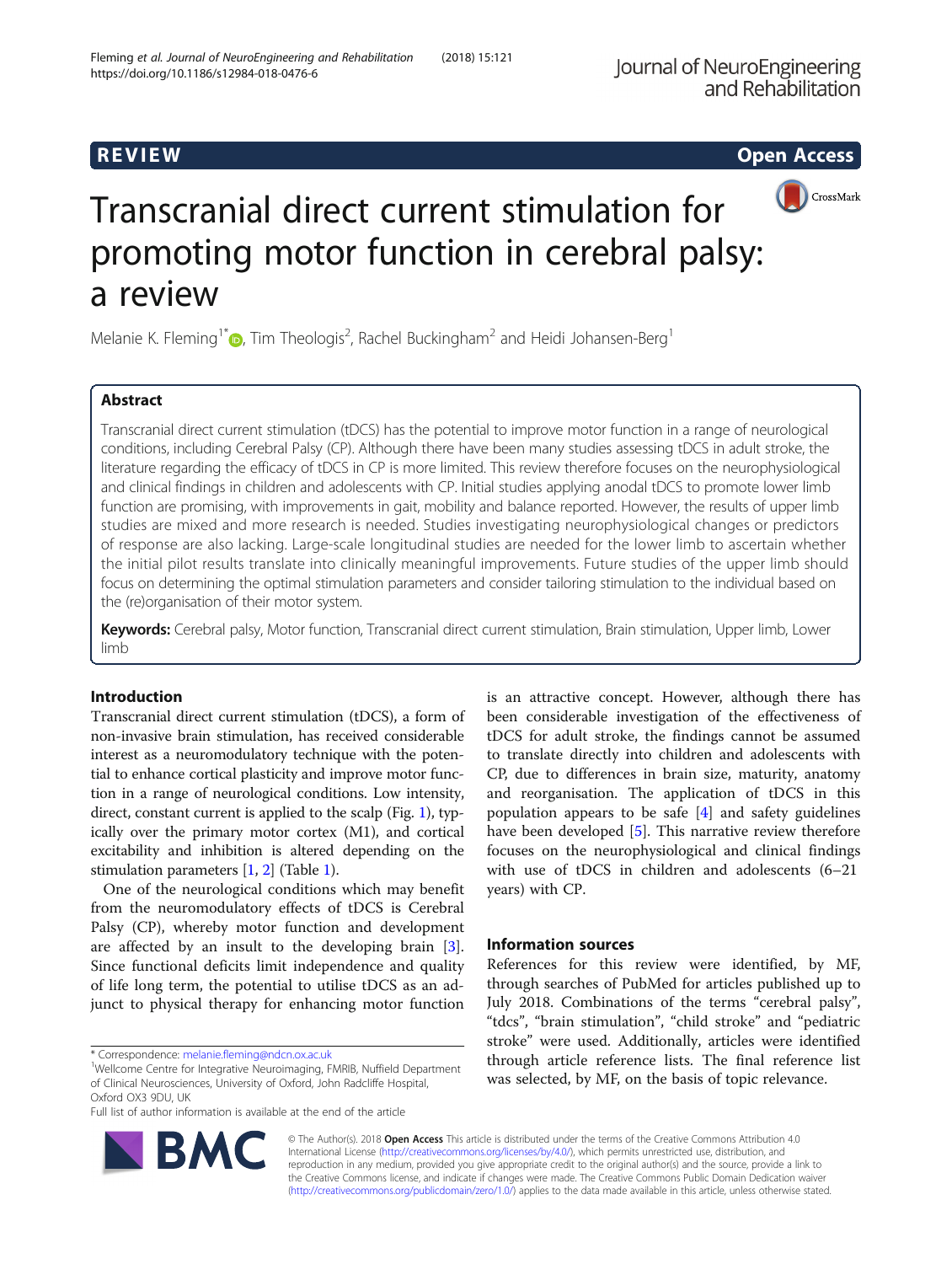REVIEW

Open Access

# Transcranial direct current stimulation for promoting motor function in cerebral palsy: a review

Melanie K. Fleming[1*], Tim Theologis[2], Rachel Buckingham[2] and Heidi Johansen-Berg[1]

## Abstract

Transcranial direct current stimulation (tDCS) has the potential to improve motor function in a range of neurological conditions, including Cerebral Palsy (CP). Although there have been many studies assessing tDCS in adult stroke, the literature regarding the efficacy of tDCS in CP is more limited. This review therefore focuses on the neurophysiological and clinical findings in children and adolescents with CP. Initial studies applying anodal tDCS to promote lower limb function are promising, with improvements in gait, mobility and balance reported. However, the results of upper limb studies are mixed and more research is needed. Studies investigating neurophysiological changes or predictors of response are also lacking. Large-scale longitudinal studies are needed for the lower limb to ascertain whether the initial pilot results translate into clinically meaningful improvements. Future studies of the upper limb should focus on determining the optimal stimulation parameters and consider tailoring stimulation to the individual based on the (re)organisation of their motor system.

**Keywords:** Cerebral palsy, Motor function, Transcranial direct current stimulation, Brain stimulation, Upper limb, Lower limb

## Introduction

Transcranial direct current stimulation (tDCS), a form of non-invasive brain stimulation, has received considerable interest as a neuromodulatory technique with the potential to enhance cortical plasticity and improve motor function in a range of neurological conditions. Low intensity, direct, constant current is applied to the scalp (Fig. 1), typically over the primary motor cortex (M1), and cortical excitability and inhibition is altered depending on the stimulation parameters [1, 2] (Table 1).

One of the neurological conditions which may benefit from the neuromodulatory effects of tDCS is Cerebral Palsy (CP), whereby motor function and development are affected by an insult to the developing brain [3]. Since functional deficits limit independence and quality of life long term, the potential to utilise tDCS as an adjunct to physical therapy for enhancing motor function is an attractive concept. However, although there has been considerable investigation of the effectiveness of tDCS for adult stroke, the findings cannot be assumed to translate directly into children and adolescents with CP, due to differences in brain size, maturity, anatomy and reorganisation. The application of tDCS in this population appears to be safe [4] and safety guidelines have been developed [5]. This narrative review therefore focuses on the neurophysiological and clinical findings with use of tDCS in children and adolescents (6–21 years) with CP.

## Information sources

References for this review were identified, by MF, through searches of PubMed for articles published up to July 2018. Combinations of the terms "cerebral palsy", "tdcs", "brain stimulation", "child stroke" and "pediatric stroke" were used. Additionally, articles were identified through article reference lists. The final reference list was selected, by MF, on the basis of topic relevance.

\* Correspondence: melanie.fleming@ndcn.ox.ac.uk

[1]Wellcome Centre for Integrative Neuroimaging, FMRIB, Nuffield Department of Clinical Neurosciences, University of Oxford, John Radcliffe Hospital, Oxford OX3 9DU, UK

Full list of author information is available at the end of the article

© The Author(s). 2018 **Open Access** This article is distributed under the terms of the Creative Commons Attribution 4.0 International License (http://creativecommons.org/licenses/by/4.0/), which permits unrestricted use, distribution, and reproduction in any medium, provided you give appropriate credit to the original author(s) and the source, provide a link to the Creative Commons license, and indicate if changes were made. The Creative Commons Public Domain Dedication waiver (http://creativecommons.org/publicdomain/zero/1.0/) applies to the data made available in this article, unless otherwise stated.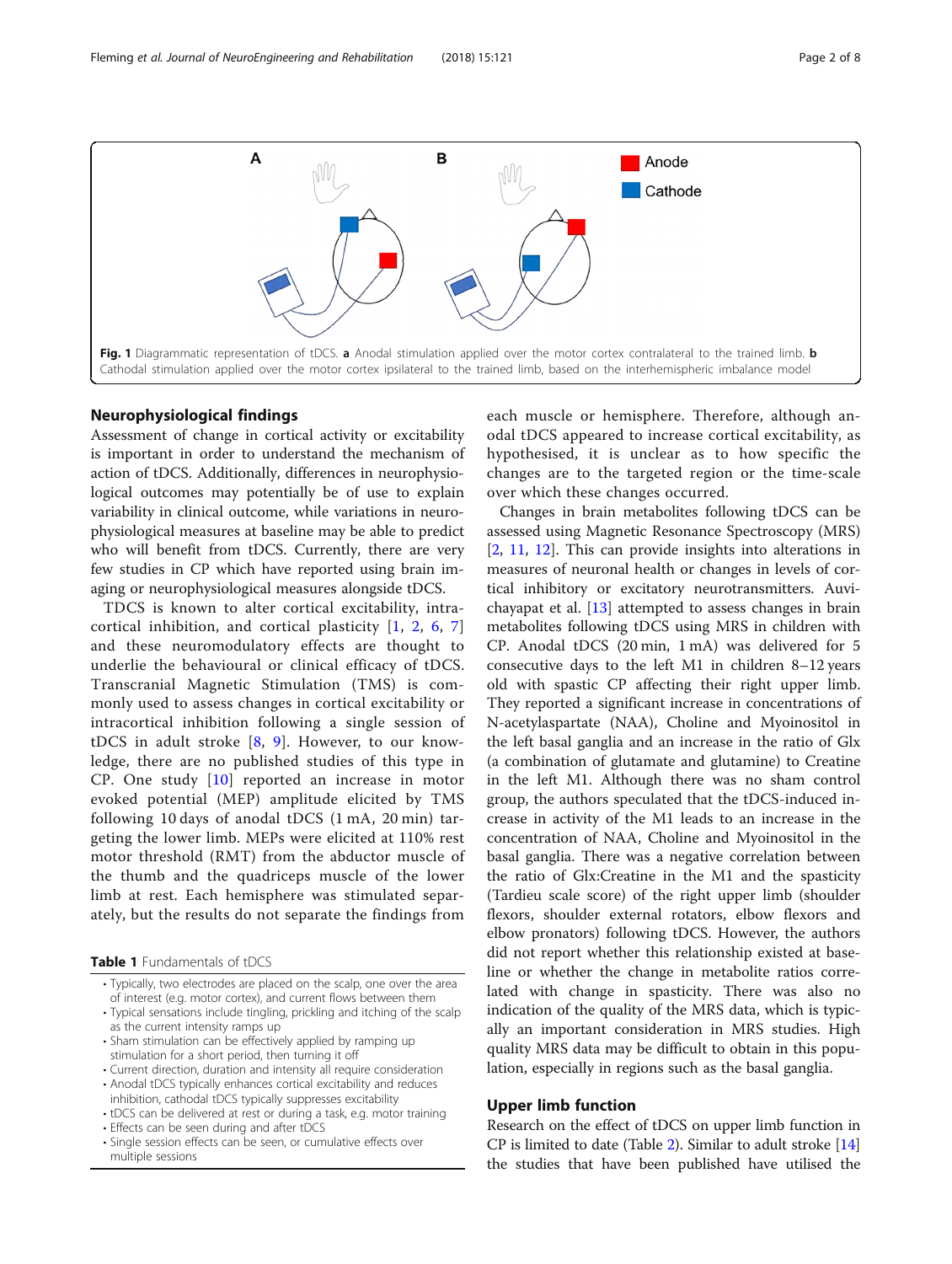Fig. 1 Diagrammatic representation of tDCS. **a** Anodal stimulation applied over the motor cortex contralateral to the trained limb. **b** Cathodal stimulation applied over the motor cortex ipsilateral to the trained limb, based on the interhemispheric imbalance model

## Neurophysiological findings

Assessment of change in cortical activity or excitability is important in order to understand the mechanism of action of tDCS. Additionally, differences in neurophysiological outcomes may potentially be of use to explain variability in clinical outcome, while variations in neurophysiological measures at baseline may be able to predict who will benefit from tDCS. Currently, there are very few studies in CP which have reported using brain imaging or neurophysiological measures alongside tDCS.

TDCS is known to alter cortical excitability, intracortical inhibition, and cortical plasticity [1, 2, 6, 7] and these neuromodulatory effects are thought to underlie the behavioural or clinical efficacy of tDCS. Transcranial Magnetic Stimulation (TMS) is commonly used to assess changes in cortical excitability or intracortical inhibition following a single session of tDCS in adult stroke [8, 9]. However, to our knowledge, there are no published studies of this type in CP. One study [10] reported an increase in motor evoked potential (MEP) amplitude elicited by TMS following 10 days of anodal tDCS (1 mA, 20 min) targeting the lower limb. MEPs were elicited at 110% rest motor threshold (RMT) from the abductor muscle of the thumb and the quadriceps muscle of the lower limb at rest. Each hemisphere was stimulated separately, but the results do not separate the findings from each muscle or hemisphere. Therefore, although anodal tDCS appeared to increase cortical excitability, as hypothesised, it is unclear as to how specific the changes are to the targeted region or the time-scale over which these changes occurred.

Changes in brain metabolites following tDCS can be assessed using Magnetic Resonance Spectroscopy (MRS) [2, 11, 12]. This can provide insights into alterations in measures of neuronal health or changes in levels of cortical inhibitory or excitatory neurotransmitters. Auvichayapat et al. [13] attempted to assess changes in brain metabolites following tDCS using MRS in children with CP. Anodal tDCS (20 min, 1 mA) was delivered for 5 consecutive days to the left M1 in children 8–12 years old with spastic CP affecting their right upper limb. They reported a significant increase in concentrations of N-acetylaspartate (NAA), Choline and Myoinositol in the left basal ganglia and an increase in the ratio of Glx (a combination of glutamate and glutamine) to Creatine in the left M1. Although there was no sham control group, the authors speculated that the tDCS-induced increase in activity of the M1 leads to an increase in the concentration of NAA, Choline and Myoinositol in the basal ganglia. There was a negative correlation between the ratio of Glx:Creatine in the M1 and the spasticity (Tardieu scale score) of the right upper limb (shoulder flexors, shoulder external rotators, elbow flexors and elbow pronators) following tDCS. However, the authors did not report whether this relationship existed at baseline or whether the change in metabolite ratios correlated with change in spasticity. There was also no indication of the quality of the MRS data, which is typically an important consideration in MRS studies. High quality MRS data may be difficult to obtain in this population, especially in regions such as the basal ganglia.

**Table 1** Fundamentals of tDCS

- Typically, two electrodes are placed on the scalp, one over the area of interest (e.g. motor cortex), and current flows between them
- Typical sensations include tingling, prickling and itching of the scalp as the current intensity ramps up
- Sham stimulation can be effectively applied by ramping up stimulation for a short period, then turning it off
- Current direction, duration and intensity all require consideration
- Anodal tDCS typically enhances cortical excitability and reduces inhibition, cathodal tDCS typically suppresses excitability
- tDCS can be delivered at rest or during a task, e.g. motor training
- Effects can be seen during and after tDCS
- Single session effects can be seen, or cumulative effects over multiple sessions

## Upper limb function

Research on the effect of tDCS on upper limb function in CP is limited to date (Table 2). Similar to adult stroke [14] the studies that have been published have utilised the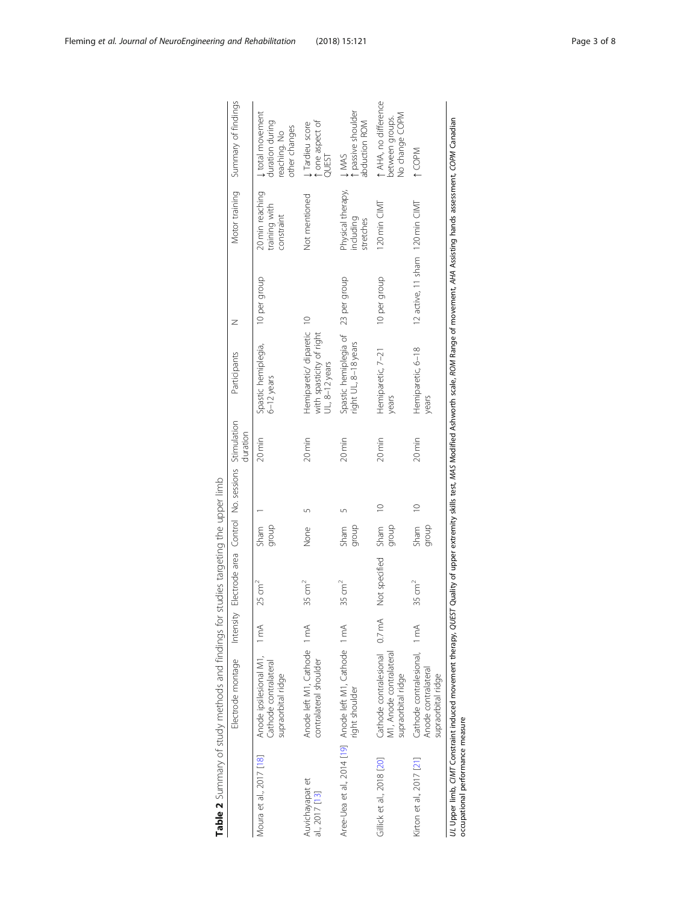**Table 2** Summary of study methods and findings for studies targeting the upper limb

| | Electrode montage | Intensity | Electrode area | Control | No. sessions | Stimulation duration | Participants | N | Motor training | Summary of findings |
|---|---|---|---|---|---|---|---|---|---|---|
| Moura et al., 2017 [18] | Anode ipsilesional M1, Cathode contralateral supraorbital ridge | 1 mA | 25 cm$^2$ | Sham group | 1 | 20 min | Spastic hemiplegia, 6–12 years | 10 per group | 20 min reaching training with constraint | ↓ total movement duration during reaching. No other changes |
| Auvichayapat et al., 2017 [13] | Anode left M1, Cathode contralateral shoulder | 1 mA | 35 cm$^2$ | None | 5 | 20 min | Hemiparetic/ diparetic with spasticity of right UL, 8–12 years | 10 | Not mentioned | ↓ Tardieu score ↑ one aspect of QUEST |
| Aree-Uea et al., 2014 [19] | Anode left M1, Cathode right shoulder | 1 mA | 35 cm$^2$ | Sham group | 5 | 20 min | Spastic hemiplegia of right UL, 8–18 years | 23 per group | Physical therapy, including stretches | ↓ MAS ↑ passive shoulder abduction ROM |
| Gillick et al., 2018 [20] | Cathode contralesional M1, Anode contralateral supraorbital ridge | 0.7 mA | Not specified | Sham group | 10 | 20 min | Hemiparetic, 7–21 years | 10 per group | 120 min CIMT | ↑ AHA, no difference between groups. No change COPM |
| Kirton et al., 2017 [21] | Cathode contralesional, Anode contralateral supraorbital ridge | 1 mA | 35 cm$^2$ | Sham group | 10 | 20 min | Hemiparetic, 6–18 years | 12 active, 11 sham | 120 min CIMT | ↑ COPM |

*UL* Upper limb, *CIMT* Constraint induced movement therapy, *QUEST* Quality of upper extremity skills test, *MAS* Modified Ashworth scale, *ROM* Range of movement, *AHA* Assisting hands assessment, *COPM* Canadian occupational performance measure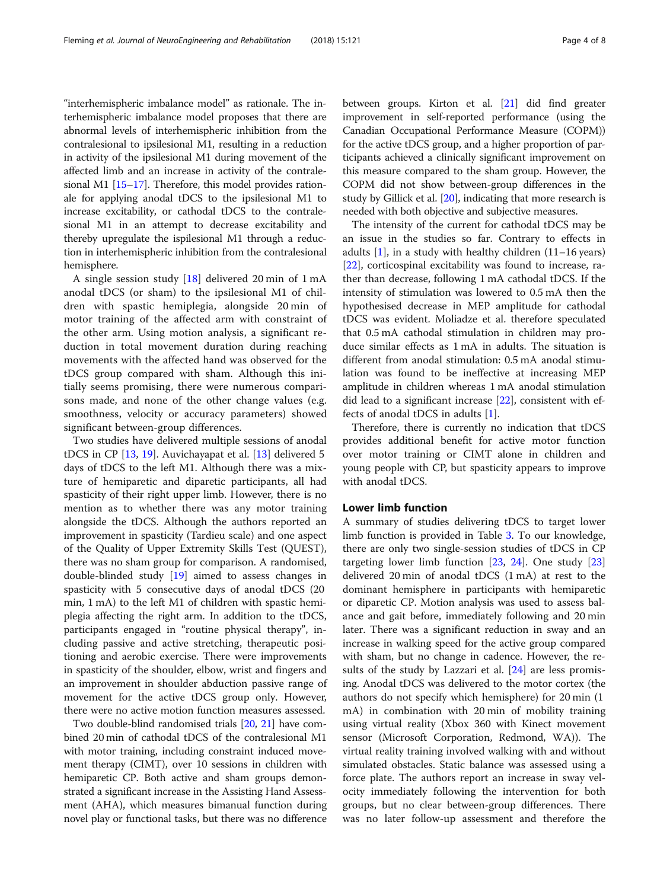"interhemispheric imbalance model" as rationale. The interhemispheric imbalance model proposes that there are abnormal levels of interhemispheric inhibition from the contralesional to ipsilesional M1, resulting in a reduction in activity of the ipsilesional M1 during movement of the affected limb and an increase in activity of the contralesional M1 [15–17]. Therefore, this model provides rationale for applying anodal tDCS to the ipsilesional M1 to increase excitability, or cathodal tDCS to the contralesional M1 in an attempt to decrease excitability and thereby upregulate the ispilesional M1 through a reduction in interhemispheric inhibition from the contralesional hemisphere.

A single session study [18] delivered 20 min of 1 mA anodal tDCS (or sham) to the ipsilesional M1 of children with spastic hemiplegia, alongside 20 min of motor training of the affected arm with constraint of the other arm. Using motion analysis, a significant reduction in total movement duration during reaching movements with the affected hand was observed for the tDCS group compared with sham. Although this initially seems promising, there were numerous comparisons made, and none of the other change values (e.g. smoothness, velocity or accuracy parameters) showed significant between-group differences.

Two studies have delivered multiple sessions of anodal tDCS in CP [13, 19]. Auvichayapat et al. [13] delivered 5 days of tDCS to the left M1. Although there was a mixture of hemiparetic and diparetic participants, all had spasticity of their right upper limb. However, there is no mention as to whether there was any motor training alongside the tDCS. Although the authors reported an improvement in spasticity (Tardieu scale) and one aspect of the Quality of Upper Extremity Skills Test (QUEST), there was no sham group for comparison. A randomised, double-blinded study [19] aimed to assess changes in spasticity with 5 consecutive days of anodal tDCS (20 min, 1 mA) to the left M1 of children with spastic hemiplegia affecting the right arm. In addition to the tDCS, participants engaged in "routine physical therapy", including passive and active stretching, therapeutic positioning and aerobic exercise. There were improvements in spasticity of the shoulder, elbow, wrist and fingers and an improvement in shoulder abduction passive range of movement for the active tDCS group only. However, there were no active motion function measures assessed.

Two double-blind randomised trials [20, 21] have combined 20 min of cathodal tDCS of the contralesional M1 with motor training, including constraint induced movement therapy (CIMT), over 10 sessions in children with hemiparetic CP. Both active and sham groups demonstrated a significant increase in the Assisting Hand Assessment (AHA), which measures bimanual function during novel play or functional tasks, but there was no difference between groups. Kirton et al. [21] did find greater improvement in self-reported performance (using the Canadian Occupational Performance Measure (COPM)) for the active tDCS group, and a higher proportion of participants achieved a clinically significant improvement on this measure compared to the sham group. However, the COPM did not show between-group differences in the study by Gillick et al. [20], indicating that more research is needed with both objective and subjective measures.

The intensity of the current for cathodal tDCS may be an issue in the studies so far. Contrary to effects in adults [1], in a study with healthy children (11–16 years) [22], corticospinal excitability was found to increase, rather than decrease, following 1 mA cathodal tDCS. If the intensity of stimulation was lowered to 0.5 mA then the hypothesised decrease in MEP amplitude for cathodal tDCS was evident. Moliadze et al. therefore speculated that 0.5 mA cathodal stimulation in children may produce similar effects as 1 mA in adults. The situation is different from anodal stimulation: 0.5 mA anodal stimulation was found to be ineffective at increasing MEP amplitude in children whereas 1 mA anodal stimulation did lead to a significant increase [22], consistent with effects of anodal tDCS in adults [1].

Therefore, there is currently no indication that tDCS provides additional benefit for active motor function over motor training or CIMT alone in children and young people with CP, but spasticity appears to improve with anodal tDCS.

## Lower limb function

A summary of studies delivering tDCS to target lower limb function is provided in Table 3. To our knowledge, there are only two single-session studies of tDCS in CP targeting lower limb function [23, 24]. One study [23] delivered 20 min of anodal tDCS (1 mA) at rest to the dominant hemisphere in participants with hemiparetic or diparetic CP. Motion analysis was used to assess balance and gait before, immediately following and 20 min later. There was a significant reduction in sway and an increase in walking speed for the active group compared with sham, but no change in cadence. However, the results of the study by Lazzari et al. [24] are less promising. Anodal tDCS was delivered to the motor cortex (the authors do not specify which hemisphere) for 20 min (1 mA) in combination with 20 min of mobility training using virtual reality (Xbox 360 with Kinect movement sensor (Microsoft Corporation, Redmond, WA)). The virtual reality training involved walking with and without simulated obstacles. Static balance was assessed using a force plate. The authors report an increase in sway velocity immediately following the intervention for both groups, but no clear between-group differences. There was no later follow-up assessment and therefore the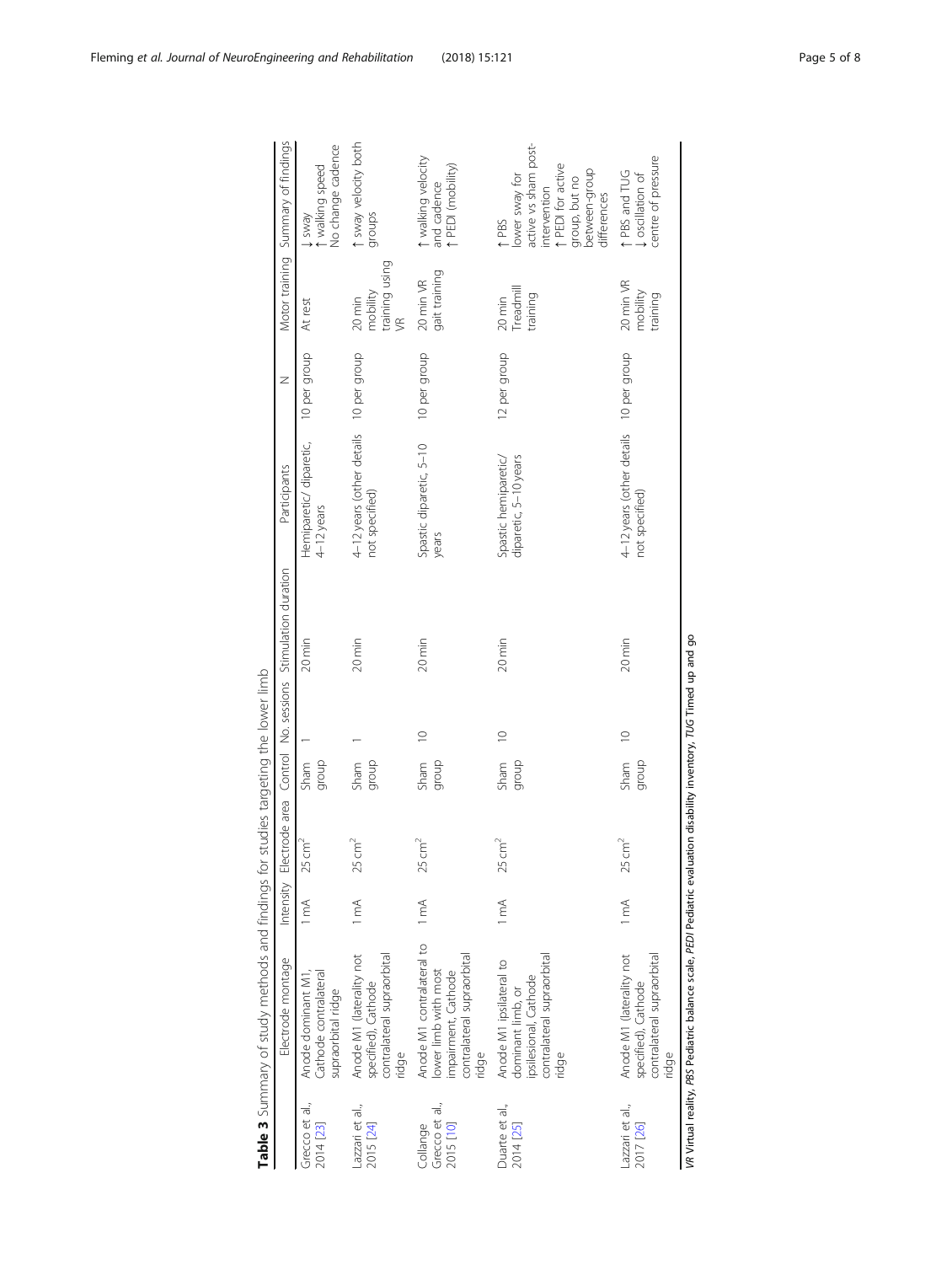**Table 3** Summary of study methods and findings for studies targeting the lower limb

| | Electrode montage | Intensity | Electrode area | Control | No. sessions | Stimulation duration | Participants | N | Motor training | Summary of findings |
|---|---|---|---|---|---|---|---|---|---|---|
| Grecco et al., 2014 [23] | Anode dominant M1, Cathode contralateral supraorbital ridge | 1 mA | 25 cm$^2$ | Sham group | 1 | 20 min | Hemiparetic/ diparetic, 4–12 years | 10 per group | At rest | ↓ sway ↑ walking speed No change cadence |
| Lazzari et al., 2015 [24] | Anode M1 (laterality not specified), Cathode contralateral supraorbital ridge | 1 mA | 25 cm$^2$ | Sham group | 1 | 20 min | 4–12 years (other details not specified) | 10 per group | 20 min mobility training using VR | ↑ sway velocity both groups |
| Collange Grecco et al., 2015 [10] | Anode M1 contralateral to lower limb with most impairment, Cathode contralateral supraorbital ridge | 1 mA | 25 cm$^2$ | Sham group | 10 | 20 min | Spastic diparetic, 5–10 years | 10 per group | 20 min VR gait training | ↑ walking velocity and cadence ↑ PEDI (mobility) |
| Duarte et al., 2014 [25] | Anode M1 ipsilateral to dominant limb, or ipsilesional, Cathode contralateral supraorbital ridge | 1 mA | 25 cm$^2$ | Sham group | 10 | 20 min | Spastic hemiparetic/ diparetic, 5–10 years | 12 per group | 20 min Treadmill training | ↑ PBS lower sway for active vs sham post-intervention ↑ PEDI for active group, but no between-group differences |
| Lazzari et al., 2017 [26] | Anode M1 (laterality not specified), Cathode contralateral supraorbital ridge | 1 mA | 25 cm$^2$ | Sham group | 10 | 20 min | 4–12 years (other details not specified) | 10 per group | 20 min VR mobility training | ↑ PBS and TUG ↓ oscillation of centre of pressure |

*VR* Virtual reality, *PBS* Pediatric balance scale, *PEDI* Pediatric evaluation disability inventory, *TUG* Timed up and go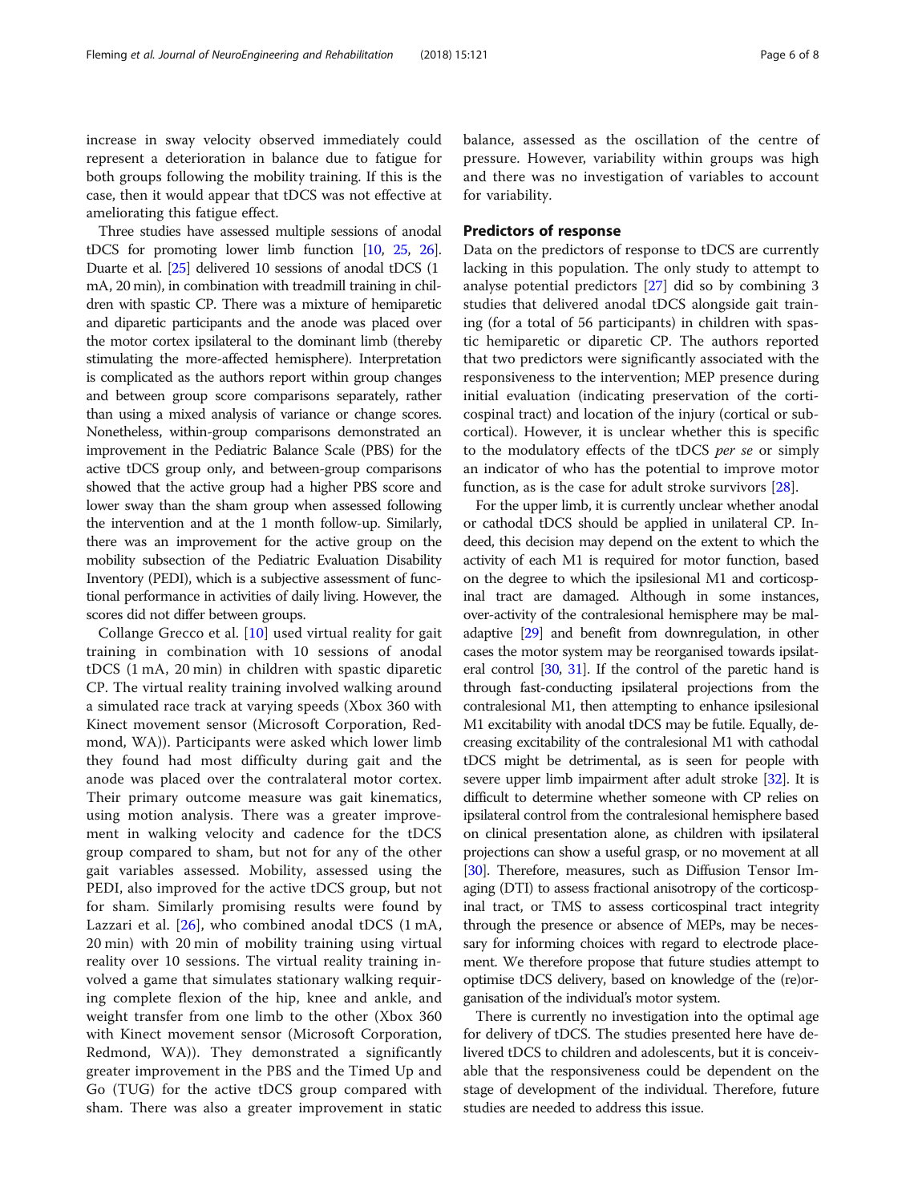increase in sway velocity observed immediately could represent a deterioration in balance due to fatigue for both groups following the mobility training. If this is the case, then it would appear that tDCS was not effective at ameliorating this fatigue effect.

Three studies have assessed multiple sessions of anodal tDCS for promoting lower limb function [10, 25, 26]. Duarte et al. [25] delivered 10 sessions of anodal tDCS (1 mA, 20 min), in combination with treadmill training in children with spastic CP. There was a mixture of hemiparetic and diparetic participants and the anode was placed over the motor cortex ipsilateral to the dominant limb (thereby stimulating the more-affected hemisphere). Interpretation is complicated as the authors report within group changes and between group score comparisons separately, rather than using a mixed analysis of variance or change scores. Nonetheless, within-group comparisons demonstrated an improvement in the Pediatric Balance Scale (PBS) for the active tDCS group only, and between-group comparisons showed that the active group had a higher PBS score and lower sway than the sham group when assessed following the intervention and at the 1 month follow-up. Similarly, there was an improvement for the active group on the mobility subsection of the Pediatric Evaluation Disability Inventory (PEDI), which is a subjective assessment of functional performance in activities of daily living. However, the scores did not differ between groups.

Collange Grecco et al. [10] used virtual reality for gait training in combination with 10 sessions of anodal tDCS (1 mA, 20 min) in children with spastic diparetic CP. The virtual reality training involved walking around a simulated race track at varying speeds (Xbox 360 with Kinect movement sensor (Microsoft Corporation, Redmond, WA)). Participants were asked which lower limb they found had most difficulty during gait and the anode was placed over the contralateral motor cortex. Their primary outcome measure was gait kinematics, using motion analysis. There was a greater improvement in walking velocity and cadence for the tDCS group compared to sham, but not for any of the other gait variables assessed. Mobility, assessed using the PEDI, also improved for the active tDCS group, but not for sham. Similarly promising results were found by Lazzari et al. [26], who combined anodal tDCS (1 mA, 20 min) with 20 min of mobility training using virtual reality over 10 sessions. The virtual reality training involved a game that simulates stationary walking requiring complete flexion of the hip, knee and ankle, and weight transfer from one limb to the other (Xbox 360 with Kinect movement sensor (Microsoft Corporation, Redmond, WA)). They demonstrated a significantly greater improvement in the PBS and the Timed Up and Go (TUG) for the active tDCS group compared with sham. There was also a greater improvement in static balance, assessed as the oscillation of the centre of pressure. However, variability within groups was high and there was no investigation of variables to account for variability.

## Predictors of response

Data on the predictors of response to tDCS are currently lacking in this population. The only study to attempt to analyse potential predictors [27] did so by combining 3 studies that delivered anodal tDCS alongside gait training (for a total of 56 participants) in children with spastic hemiparetic or diparetic CP. The authors reported that two predictors were significantly associated with the responsiveness to the intervention; MEP presence during initial evaluation (indicating preservation of the corticospinal tract) and location of the injury (cortical or subcortical). However, it is unclear whether this is specific to the modulatory effects of the tDCS *per se* or simply an indicator of who has the potential to improve motor function, as is the case for adult stroke survivors [28].

For the upper limb, it is currently unclear whether anodal or cathodal tDCS should be applied in unilateral CP. Indeed, this decision may depend on the extent to which the activity of each M1 is required for motor function, based on the degree to which the ipsilesional M1 and corticospinal tract are damaged. Although in some instances, over-activity of the contralesional hemisphere may be maladaptive [29] and benefit from downregulation, in other cases the motor system may be reorganised towards ipsilateral control [30, 31]. If the control of the paretic hand is through fast-conducting ipsilateral projections from the contralesional M1, then attempting to enhance ipsilesional M1 excitability with anodal tDCS may be futile. Equally, decreasing excitability of the contralesional M1 with cathodal tDCS might be detrimental, as is seen for people with severe upper limb impairment after adult stroke [32]. It is difficult to determine whether someone with CP relies on ipsilateral control from the contralesional hemisphere based on clinical presentation alone, as children with ipsilateral projections can show a useful grasp, or no movement at all [30]. Therefore, measures, such as Diffusion Tensor Imaging (DTI) to assess fractional anisotropy of the corticospinal tract, or TMS to assess corticospinal tract integrity through the presence or absence of MEPs, may be necessary for informing choices with regard to electrode placement. We therefore propose that future studies attempt to optimise tDCS delivery, based on knowledge of the (re)organisation of the individual's motor system.

There is currently no investigation into the optimal age for delivery of tDCS. The studies presented here have delivered tDCS to children and adolescents, but it is conceivable that the responsiveness could be dependent on the stage of development of the individual. Therefore, future studies are needed to address this issue.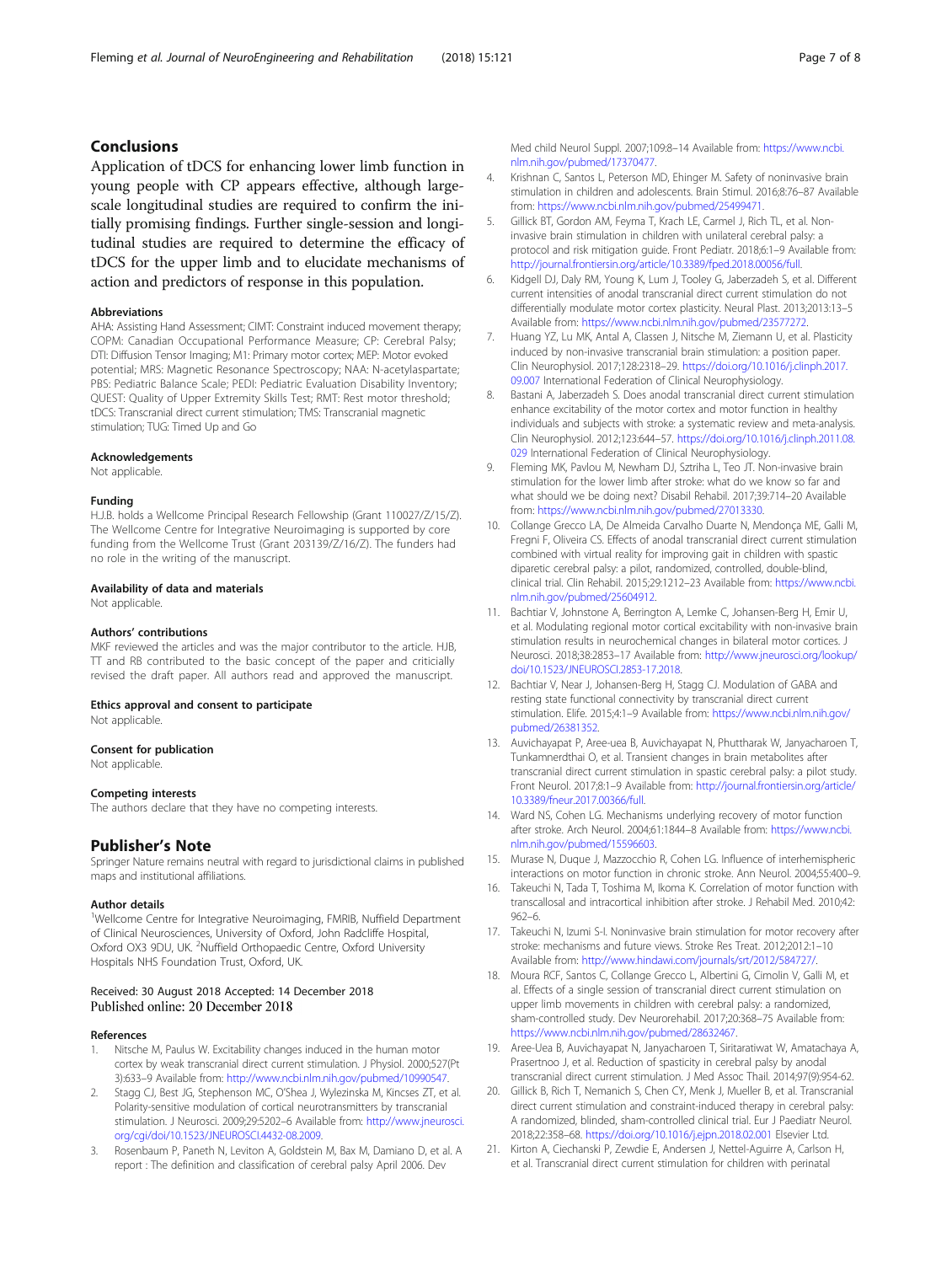## Conclusions

Application of tDCS for enhancing lower limb function in young people with CP appears effective, although large-scale longitudinal studies are required to confirm the initially promising findings. Further single-session and longitudinal studies are required to determine the efficacy of tDCS for the upper limb and to elucidate mechanisms of action and predictors of response in this population.

#### Abbreviations

AHA: Assisting Hand Assessment; CIMT: Constraint induced movement therapy; COPM: Canadian Occupational Performance Measure; CP: Cerebral Palsy; DTI: Diffusion Tensor Imaging; M1: Primary motor cortex; MEP: Motor evoked potential; MRS: Magnetic Resonance Spectroscopy; NAA: N-acetylaspartate; PBS: Pediatric Balance Scale; PEDI: Pediatric Evaluation Disability Inventory; QUEST: Quality of Upper Extremity Skills Test; RMT: Rest motor threshold; tDCS: Transcranial direct current stimulation; TMS: Transcranial magnetic stimulation; TUG: Timed Up and Go

#### Acknowledgements

Not applicable.

#### Funding

H.J.B. holds a Wellcome Principal Research Fellowship (Grant 110027/Z/15/Z). The Wellcome Centre for Integrative Neuroimaging is supported by core funding from the Wellcome Trust (Grant 203139/Z/16/Z). The funders had no role in the writing of the manuscript.

#### Availability of data and materials

Not applicable.

#### Authors' contributions

MKF reviewed the articles and was the major contributor to the article. HJB, TT and RB contributed to the basic concept of the paper and criticially revised the draft paper. All authors read and approved the manuscript.

#### Ethics approval and consent to participate

Not applicable.

#### Consent for publication

Not applicable.

#### Competing interests

The authors declare that they have no competing interests.

## Publisher's Note

Springer Nature remains neutral with regard to jurisdictional claims in published maps and institutional affiliations.

#### Author details

[1]Wellcome Centre for Integrative Neuroimaging, FMRIB, Nuffield Department of Clinical Neurosciences, University of Oxford, John Radcliffe Hospital, Oxford OX3 9DU, UK. [2]Nuffield Orthopaedic Centre, Oxford University Hospitals NHS Foundation Trust, Oxford, UK.

Received: 30 August 2018 Accepted: 14 December 2018
Published online: 20 December 2018

#### References

1. Nitsche M, Paulus W. Excitability changes induced in the human motor cortex by weak transcranial direct current stimulation. J Physiol. 2000;527(Pt 3):633–9 Available from: http://www.ncbi.nlm.nih.gov/pubmed/10990547.
2. Stagg CJ, Best JG, Stephenson MC, O'Shea J, Wylezinska M, Kincses ZT, et al. Polarity-sensitive modulation of cortical neurotransmitters by transcranial stimulation. J Neurosci. 2009;29:5202–6 Available from: http://www.jneurosci.org/cgi/doi/10.1523/JNEUROSCI.4432-08.2009.
3. Rosenbaum P, Paneth N, Leviton A, Goldstein M, Bax M, Damiano D, et al. A report : The definition and classification of cerebral palsy April 2006. Dev Med child Neurol Suppl. 2007;109:8–14 Available from: https://www.ncbi.nlm.nih.gov/pubmed/17370477.
4. Krishnan C, Santos L, Peterson MD, Ehinger M. Safety of noninvasive brain stimulation in children and adolescents. Brain Stimul. 2016;8:76–87 Available from: https://www.ncbi.nlm.nih.gov/pubmed/25499471.
5. Gillick BT, Gordon AM, Feyma T, Krach LE, Carmel J, Rich TL, et al. Non-invasive brain stimulation in children with unilateral cerebral palsy: a protocol and risk mitigation guide. Front Pediatr. 2018;6:1–9 Available from: http://journal.frontiersin.org/article/10.3389/fped.2018.00056/full.
6. Kidgell DJ, Daly RM, Young K, Lum J, Tooley G, Jaberzadeh S, et al. Different current intensities of anodal transcranial direct current stimulation do not differentially modulate motor cortex plasticity. Neural Plast. 2013;2013:13–5 Available from: https://www.ncbi.nlm.nih.gov/pubmed/23577272.
7. Huang YZ, Lu MK, Antal A, Classen J, Nitsche M, Ziemann U, et al. Plasticity induced by non-invasive transcranial brain stimulation: a position paper. Clin Neurophysiol. 2017;128:2318–29. https://doi.org/10.1016/j.clinph.2017.09.007 International Federation of Clinical Neurophysiology.
8. Bastani A, Jaberzadeh S. Does anodal transcranial direct current stimulation enhance excitability of the motor cortex and motor function in healthy individuals and subjects with stroke: a systematic review and meta-analysis. Clin Neurophysiol. 2012;123:644–57. https://doi.org/10.1016/j.clinph.2011.08.029 International Federation of Clinical Neurophysiology.
9. Fleming MK, Pavlou M, Newham DJ, Sztriha L, Teo JT. Non-invasive brain stimulation for the lower limb after stroke: what do we know so far and what should we be doing next? Disabil Rehabil. 2017;39:714–20 Available from: https://www.ncbi.nlm.nih.gov/pubmed/27013330.
10. Collange Grecco LA, De Almeida Carvalho Duarte N, Mendonça ME, Galli M, Fregni F, Oliveira CS. Effects of anodal transcranial direct current stimulation combined with virtual reality for improving gait in children with spastic diparetic cerebral palsy: a pilot, randomized, controlled, double-blind, clinical trial. Clin Rehabil. 2015;29:1212–23 Available from: https://www.ncbi.nlm.nih.gov/pubmed/25604912.
11. Bachtiar V, Johnstone A, Berrington A, Lemke C, Johansen-Berg H, Emir U, et al. Modulating regional motor cortical excitability with non-invasive brain stimulation results in neurochemical changes in bilateral motor cortices. J Neurosci. 2018;38:2853–17 Available from: http://www.jneurosci.org/lookup/doi/10.1523/JNEUROSCI.2853-17.2018.
12. Bachtiar V, Near J, Johansen-Berg H, Stagg CJ. Modulation of GABA and resting state functional connectivity by transcranial direct current stimulation. Elife. 2015;4:1–9 Available from: https://www.ncbi.nlm.nih.gov/pubmed/26381352.
13. Auvichayapat P, Aree-uea B, Auvichayapat N, Phuttharak W, Janyacharoen T, Tunkamnerdthai O, et al. Transient changes in brain metabolites after transcranial direct current stimulation in spastic cerebral palsy: a pilot study. Front Neurol. 2017;8:1–9 Available from: http://journal.frontiersin.org/article/10.3389/fneur.2017.00366/full.
14. Ward NS, Cohen LG. Mechanisms underlying recovery of motor function after stroke. Arch Neurol. 2004;61:1844–8 Available from: https://www.ncbi.nlm.nih.gov/pubmed/15596603.
15. Murase N, Duque J, Mazzocchio R, Cohen LG. Influence of interhemispheric interactions on motor function in chronic stroke. Ann Neurol. 2004;55:400–9.
16. Takeuchi N, Tada T, Toshima M, Ikoma K. Correlation of motor function with transcallosal and intracortical inhibition after stroke. J Rehabil Med. 2010;42:962–6.
17. Takeuchi N, Izumi S-I. Noninvasive brain stimulation for motor recovery after stroke: mechanisms and future views. Stroke Res Treat. 2012;2012:1–10 Available from: http://www.hindawi.com/journals/srt/2012/584727/.
18. Moura RCF, Santos C, Collange Grecco L, Albertini G, Cimolin V, Galli M, et al. Effects of a single session of transcranial direct current stimulation on upper limb movements in children with cerebral palsy: a randomized, sham-controlled study. Dev Neurorehabil. 2017;20:368–75 Available from: https://www.ncbi.nlm.nih.gov/pubmed/28632467.
19. Aree-Uea B, Auvichayapat N, Janyacharoen T, Siritaratiwat W, Amatachaya A, Prasertnoo J, et al. Reduction of spasticity in cerebral palsy by anodal transcranial direct current stimulation. J Med Assoc Thail. 2014;97(9):954-62.
20. Gillick B, Rich T, Nemanich S, Chen CY, Menk J, Mueller B, et al. Transcranial direct current stimulation and constraint-induced therapy in cerebral palsy: A randomized, blinded, sham-controlled clinical trial. Eur J Paediatr Neurol. 2018;22:358–68. https://doi.org/10.1016/j.ejpn.2018.02.001 Elsevier Ltd.
21. Kirton A, Ciechanski P, Zewdie E, Andersen J, Nettel-Aguirre A, Carlson H, et al. Transcranial direct current stimulation for children with perinatal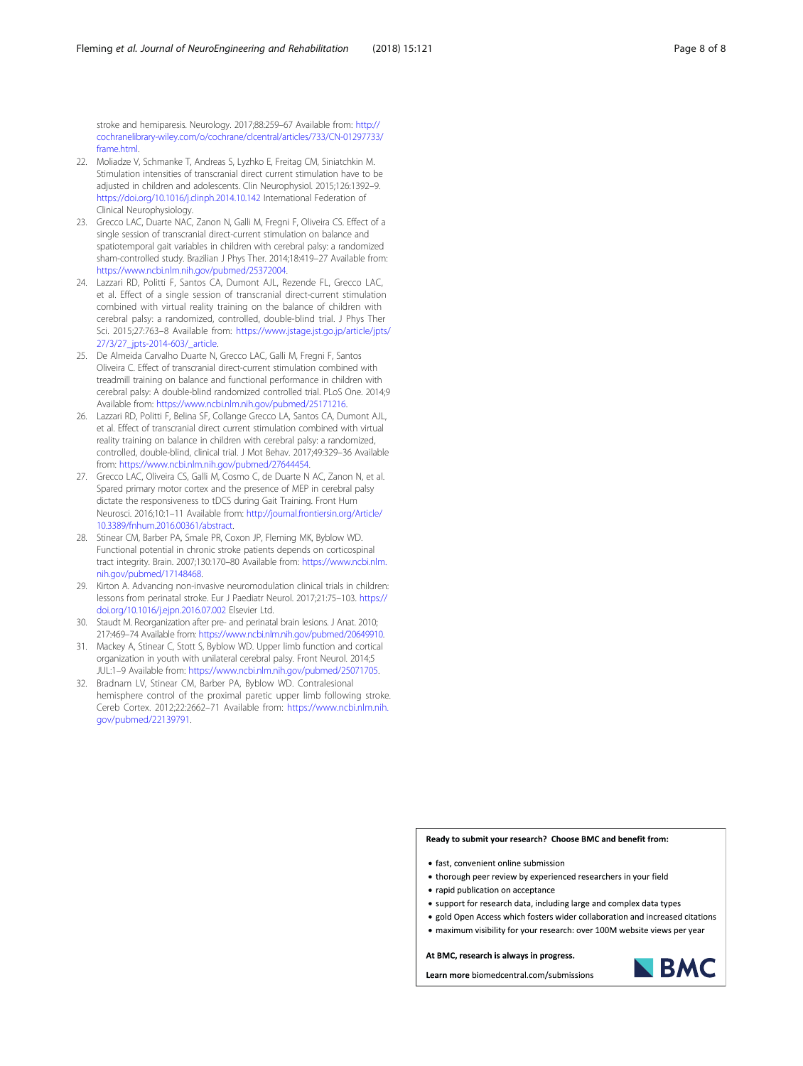stroke and hemiparesis. Neurology. 2017;88:259–67 Available from: http://cochranelibrary-wiley.com/o/cochrane/clcentral/articles/733/CN-01297733/frame.html.

22. Moliadze V, Schmanke T, Andreas S, Lyzhko E, Freitag CM, Siniatchkin M. Stimulation intensities of transcranial direct current stimulation have to be adjusted in children and adolescents. Clin Neurophysiol. 2015;126:1392–9. https://doi.org/10.1016/j.clinph.2014.10.142 International Federation of Clinical Neurophysiology.
23. Grecco LAC, Duarte NAC, Zanon N, Galli M, Fregni F, Oliveira CS. Effect of a single session of transcranial direct-current stimulation on balance and spatiotemporal gait variables in children with cerebral palsy: a randomized sham-controlled study. Brazilian J Phys Ther. 2014;18:419–27 Available from: https://www.ncbi.nlm.nih.gov/pubmed/25372004.
24. Lazzari RD, Politti F, Santos CA, Dumont AJL, Rezende FL, Grecco LAC, et al. Effect of a single session of transcranial direct-current stimulation combined with virtual reality training on the balance of children with cerebral palsy: a randomized, controlled, double-blind trial. J Phys Ther Sci. 2015;27:763–8 Available from: https://www.jstage.jst.go.jp/article/jpts/27/3/27_jpts-2014-603/_article.
25. De Almeida Carvalho Duarte N, Grecco LAC, Galli M, Fregni F, Santos Oliveira C. Effect of transcranial direct-current stimulation combined with treadmill training on balance and functional performance in children with cerebral palsy: A double-blind randomized controlled trial. PLoS One. 2014;9 Available from: https://www.ncbi.nlm.nih.gov/pubmed/25171216.
26. Lazzari RD, Politti F, Belina SF, Collange Grecco LA, Santos CA, Dumont AJL, et al. Effect of transcranial direct current stimulation combined with virtual reality training on balance in children with cerebral palsy: a randomized, controlled, double-blind, clinical trial. J Mot Behav. 2017;49:329–36 Available from: https://www.ncbi.nlm.nih.gov/pubmed/27644454.
27. Grecco LAC, Oliveira CS, Galli M, Cosmo C, de Duarte N AC, Zanon N, et al. Spared primary motor cortex and the presence of MEP in cerebral palsy dictate the responsiveness to tDCS during Gait Training. Front Hum Neurosci. 2016;10:1–11 Available from: http://journal.frontiersin.org/Article/10.3389/fnhum.2016.00361/abstract.
28. Stinear CM, Barber PA, Smale PR, Coxon JP, Fleming MK, Byblow WD. Functional potential in chronic stroke patients depends on corticospinal tract integrity. Brain. 2007;130:170–80 Available from: https://www.ncbi.nlm.nih.gov/pubmed/17148468.
29. Kirton A. Advancing non-invasive neuromodulation clinical trials in children: lessons from perinatal stroke. Eur J Paediatr Neurol. 2017;21:75–103. https://doi.org/10.1016/j.ejpn.2016.07.002 Elsevier Ltd.
30. Staudt M. Reorganization after pre- and perinatal brain lesions. J Anat. 2010;217:469–74 Available from: https://www.ncbi.nlm.nih.gov/pubmed/20649910.
31. Mackey A, Stinear C, Stott S, Byblow WD. Upper limb function and cortical organization in youth with unilateral cerebral palsy. Front Neurol. 2014;5 JUL:1–9 Available from: https://www.ncbi.nlm.nih.gov/pubmed/25071705.
32. Bradnam LV, Stinear CM, Barber PA, Byblow WD. Contralesional hemisphere control of the proximal paretic upper limb following stroke. Cereb Cortex. 2012;22:2662–71 Available from: https://www.ncbi.nlm.nih.gov/pubmed/22139791.

**Ready to submit your research? Choose BMC and benefit from:**

- fast, convenient online submission
- thorough peer review by experienced researchers in your field
- rapid publication on acceptance
- support for research data, including large and complex data types
- gold Open Access which fosters wider collaboration and increased citations
- maximum visibility for your research: over 100M website views per year

**At BMC, research is always in progress.**

**Learn more** biomedcentral.com/submissions

BMC